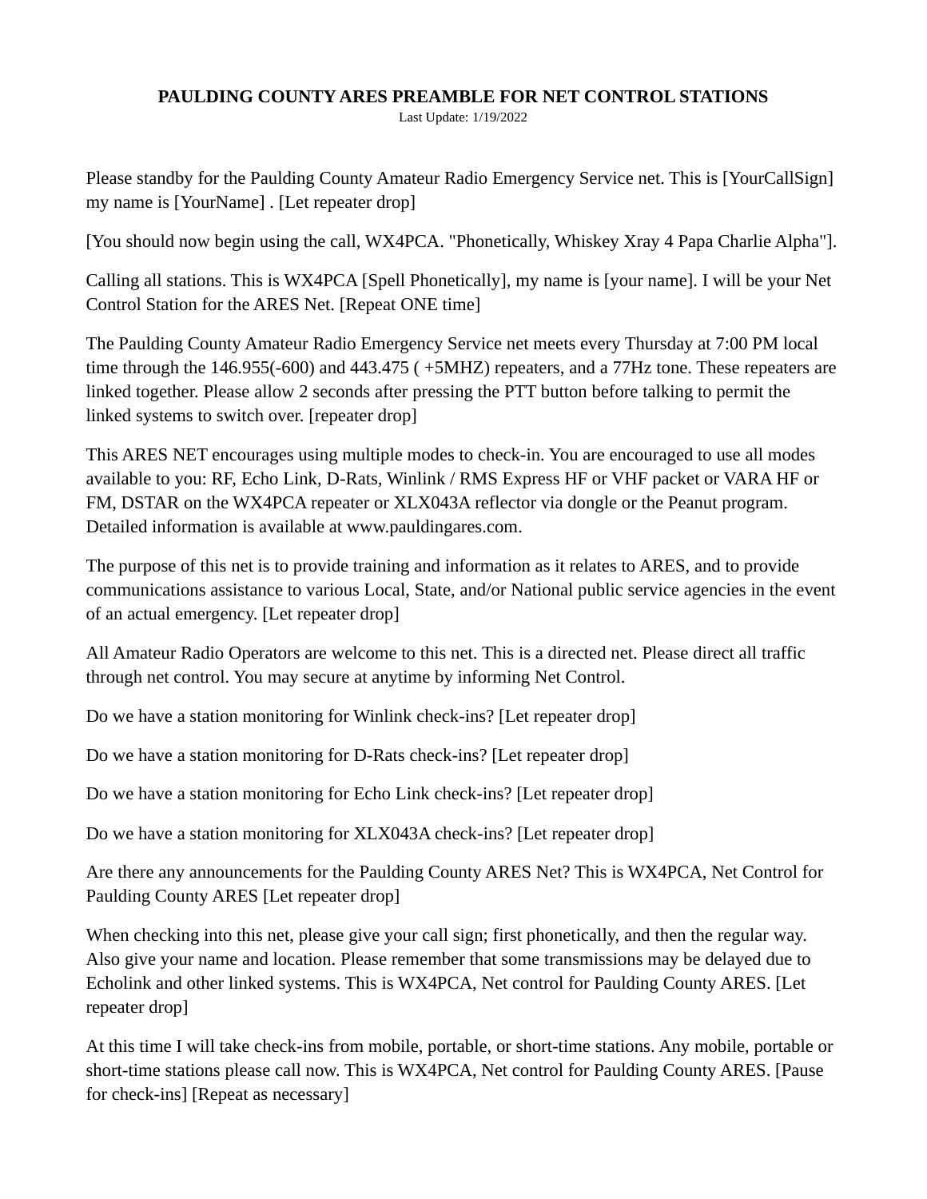# PAULDING COUNTY ARES PREAMBLE FOR NET CONTROL STATIONS

Last Update: 1/19/2022

Please standby for the Paulding County Amateur Radio Emergency Service net. This is [YourCallSign] my name is [YourName] . [Let repeater drop]

[You should now begin using the call, WX4PCA. "Phonetically, Whiskey Xray 4 Papa Charlie Alpha"].

Calling all stations. This is WX4PCA [Spell Phonetically], my name is [your name]. I will be your Net Control Station for the ARES Net. [Repeat ONE time]

The Paulding County Amateur Radio Emergency Service net meets every Thursday at 7:00 PM local time through the 146.955(-600) and 443.475 ( +5MHZ) repeaters, and a 77Hz tone. These repeaters are linked together. Please allow 2 seconds after pressing the PTT button before talking to permit the linked systems to switch over. [repeater drop]

This ARES NET encourages using multiple modes to check-in. You are encouraged to use all modes available to you: RF, Echo Link, D-Rats, Winlink / RMS Express HF or VHF packet or VARA HF or FM, DSTAR on the WX4PCA repeater or XLX043A reflector via dongle or the Peanut program. Detailed information is available at www.pauldingares.com.

The purpose of this net is to provide training and information as it relates to ARES, and to provide communications assistance to various Local, State, and/or National public service agencies in the event of an actual emergency. [Let repeater drop]

All Amateur Radio Operators are welcome to this net. This is a directed net. Please direct all traffic through net control. You may secure at anytime by informing Net Control.

Do we have a station monitoring for Winlink check-ins? [Let repeater drop]

Do we have a station monitoring for D-Rats check-ins? [Let repeater drop]

Do we have a station monitoring for Echo Link check-ins? [Let repeater drop]

Do we have a station monitoring for XLX043A check-ins? [Let repeater drop]

Are there any announcements for the Paulding County ARES Net? This is WX4PCA, Net Control for Paulding County ARES [Let repeater drop]

When checking into this net, please give your call sign; first phonetically, and then the regular way. Also give your name and location. Please remember that some transmissions may be delayed due to Echolink and other linked systems. This is WX4PCA, Net control for Paulding County ARES. [Let repeater drop]

At this time I will take check-ins from mobile, portable, or short-time stations. Any mobile, portable or short-time stations please call now. This is WX4PCA, Net control for Paulding County ARES. [Pause for check-ins] [Repeat as necessary]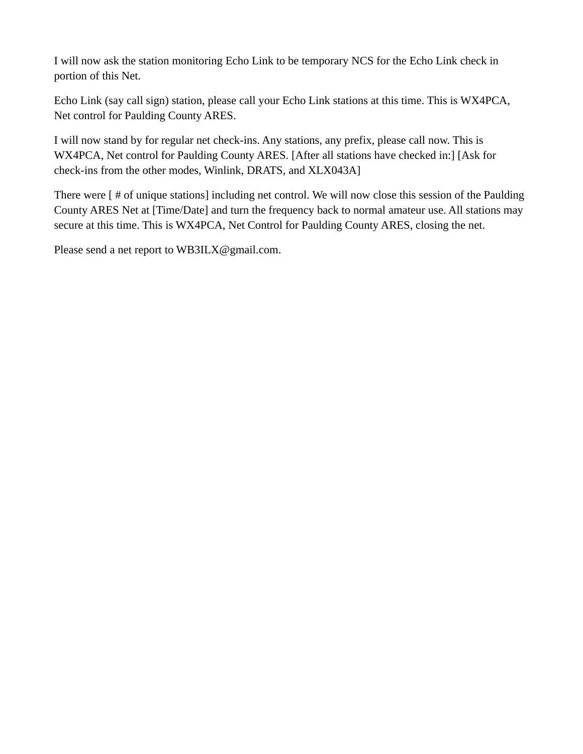I will now ask the station monitoring Echo Link to be temporary NCS for the Echo Link check in portion of this Net.

Echo Link (say call sign) station, please call your Echo Link stations at this time. This is WX4PCA, Net control for Paulding County ARES.

I will now stand by for regular net check-ins. Any stations, any prefix, please call now. This is WX4PCA, Net control for Paulding County ARES. [After all stations have checked in:] [Ask for check-ins from the other modes, Winlink, DRATS, and XLX043A]

There were [ # of unique stations] including net control. We will now close this session of the Paulding County ARES Net at [Time/Date] and turn the frequency back to normal amateur use. All stations may secure at this time. This is WX4PCA, Net Control for Paulding County ARES, closing the net.

Please send a net report to WB3ILX@gmail.com.